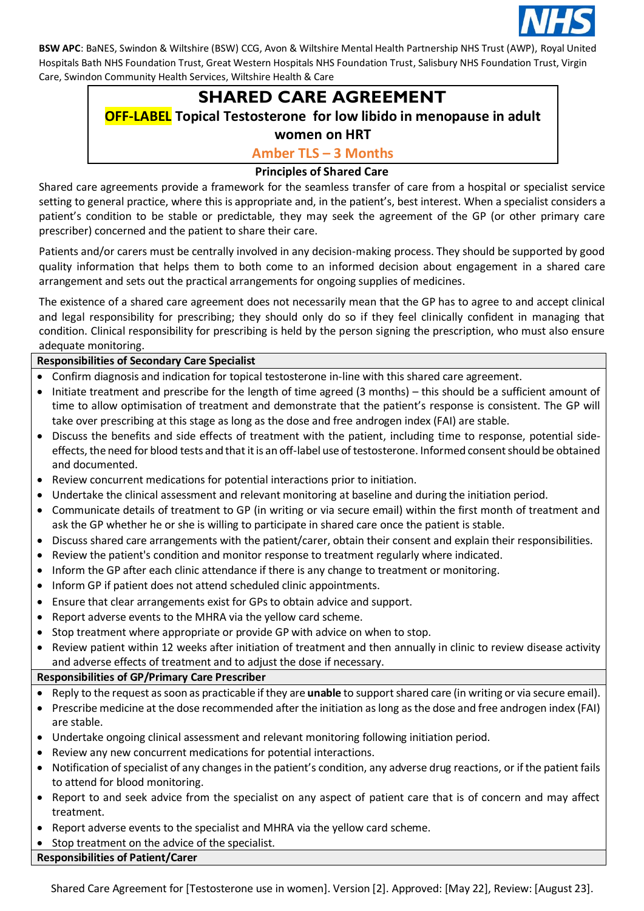**BSW APC**: BaNES, Swindon & Wiltshire (BSW) CCG, Avon & Wiltshire Mental Health Partnership NHS Trust (AWP), Royal United Hospitals Bath NHS Foundation Trust, Great Western Hospitals NHS Foundation Trust, Salisbury NHS Foundation Trust, Virgin Care, Swindon Community Health Services, Wiltshire Health & Care

# SHARED CARE AGREEMENT

## OFF-LABEL Topical Testosterone for low libido in menopause in adult women on HRT

### Amber TLS – 3 Months

### Principles of Shared Care

Shared care agreements provide a framework for the seamless transfer of care from a hospital or specialist service setting to general practice, where this is appropriate and, in the patient's, best interest. When a specialist considers a patient's condition to be stable or predictable, they may seek the agreement of the GP (or other primary care prescriber) concerned and the patient to share their care.

Patients and/or carers must be centrally involved in any decision-making process. They should be supported by good quality information that helps them to both come to an informed decision about engagement in a shared care arrangement and sets out the practical arrangements for ongoing supplies of medicines.

The existence of a shared care agreement does not necessarily mean that the GP has to agree to and accept clinical and legal responsibility for prescribing; they should only do so if they feel clinically confident in managing that condition. Clinical responsibility for prescribing is held by the person signing the prescription, who must also ensure adequate monitoring.

**Responsibilities of Secondary Care Specialist**

- Confirm diagnosis and indication for topical testosterone in-line with this shared care agreement.
- Initiate treatment and prescribe for the length of time agreed (3 months) – this should be a sufficient amount of time to allow optimisation of treatment and demonstrate that the patient's response is consistent. The GP will take over prescribing at this stage as long as the dose and free androgen index (FAI) are stable.
- Discuss the benefits and side effects of treatment with the patient, including time to response, potential side-effects, the need for blood tests and that it is an off-label use of testosterone. Informed consent should be obtained and documented.
- Review concurrent medications for potential interactions prior to initiation.
- Undertake the clinical assessment and relevant monitoring at baseline and during the initiation period.
- Communicate details of treatment to GP (in writing or via secure email) within the first month of treatment and ask the GP whether he or she is willing to participate in shared care once the patient is stable.
- Discuss shared care arrangements with the patient/carer, obtain their consent and explain their responsibilities.
- Review the patient's condition and monitor response to treatment regularly where indicated.
- Inform the GP after each clinic attendance if there is any change to treatment or monitoring.
- Inform GP if patient does not attend scheduled clinic appointments.
- Ensure that clear arrangements exist for GPs to obtain advice and support.
- Report adverse events to the MHRA via the yellow card scheme.
- Stop treatment where appropriate or provide GP with advice on when to stop.
- Review patient within 12 weeks after initiation of treatment and then annually in clinic to review disease activity and adverse effects of treatment and to adjust the dose if necessary.

**Responsibilities of GP/Primary Care Prescriber**

- Reply to the request as soon as practicable if they are **unable** to support shared care (in writing or via secure email).
- Prescribe medicine at the dose recommended after the initiation as long as the dose and free androgen index (FAI) are stable.
- Undertake ongoing clinical assessment and relevant monitoring following initiation period.
- Review any new concurrent medications for potential interactions.
- Notification of specialist of any changes in the patient's condition, any adverse drug reactions, or if the patient fails to attend for blood monitoring.
- Report to and seek advice from the specialist on any aspect of patient care that is of concern and may affect treatment.
- Report adverse events to the specialist and MHRA via the yellow card scheme.
- Stop treatment on the advice of the specialist.

**Responsibilities of Patient/Carer**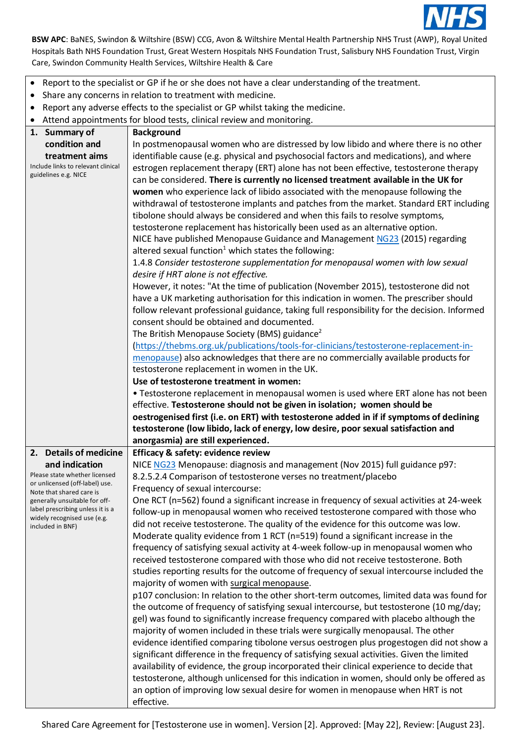- Report to the specialist or GP if he or she does not have a clear understanding of the treatment.
- Share any concerns in relation to treatment with medicine.
- Report any adverse effects to the specialist or GP whilst taking the medicine.
- Attend appointments for blood tests, clinical review and monitoring.

| | |
|---|---|
| **1. Summary of condition and treatment aims**<br>Include links to relevant clinical guidelines e.g. NICE | **Background**<br>In postmenopausal women who are distressed by low libido and where there is no other identifiable cause (e.g. physical and psychosocial factors and medications), and where estrogen replacement therapy (ERT) alone has not been effective, testosterone therapy can be considered. **There is currently no licensed treatment available in the UK for women** who experience lack of libido associated with the menopause following the withdrawal of testosterone implants and patches from the market. Standard ERT including tibolone should always be considered and when this fails to resolve symptoms, testosterone replacement has historically been used as an alternative option.<br>NICE have published Menopause Guidance and Management NG23 (2015) regarding altered sexual function[1] which states the following:<br>1.4.8 *Consider testosterone supplementation for menopausal women with low sexual desire if HRT alone is not effective.*<br>However, it notes: "At the time of publication (November 2015), testosterone did not have a UK marketing authorisation for this indication in women. The prescriber should follow relevant professional guidance, taking full responsibility for the decision. Informed consent should be obtained and documented.<br>The British Menopause Society (BMS) guidance[2] (https://thebms.org.uk/publications/tools-for-clinicians/testosterone-replacement-in-menopause) also acknowledges that there are no commercially available products for testosterone replacement in women in the UK.<br>**Use of testosterone treatment in women:**<br>• Testosterone replacement in menopausal women is used where ERT alone has not been effective. **Testosterone should not be given in isolation; women should be oestrogenised first (i.e. on ERT) with testosterone added in if if symptoms of declining testosterone (low libido, lack of energy, low desire, poor sexual satisfaction and anorgasmia) are still experienced.** |
| **2. Details of medicine and indication**<br>Please state whether licensed or unlicensed (off-label) use. Note that shared care is generally unsuitable for off-label prescribing unless it is a widely recognised use (e.g. included in BNF) | **Efficacy & safety: evidence review**<br>NICE NG23 Menopause: diagnosis and management (Nov 2015) full guidance p97:<br>8.2.5.2.4 Comparison of testosterone verses no treatment/placebo<br>Frequency of sexual intercourse:<br>One RCT (n=562) found a significant increase in frequency of sexual activities at 24-week follow-up in menopausal women who received testosterone compared with those who did not receive testosterone. The quality of the evidence for this outcome was low.<br>Moderate quality evidence from 1 RCT (n=519) found a significant increase in the frequency of satisfying sexual activity at 4-week follow-up in menopausal women who received testosterone compared with those who did not receive testosterone. Both studies reporting results for the outcome of frequency of sexual intercourse included the majority of women with surgical menopause.<br>p107 conclusion: In relation to the other short-term outcomes, limited data was found for the outcome of frequency of satisfying sexual intercourse, but testosterone (10 mg/day; gel) was found to significantly increase frequency compared with placebo although the majority of women included in these trials were surgically menopausal. The other evidence identified comparing tibolone versus oestrogen plus progestogen did not show a significant difference in the frequency of satisfying sexual activities. Given the limited availability of evidence, the group incorporated their clinical experience to decide that testosterone, although unlicensed for this indication in women, should only be offered as an option of improving low sexual desire for women in menopause when HRT is not effective. |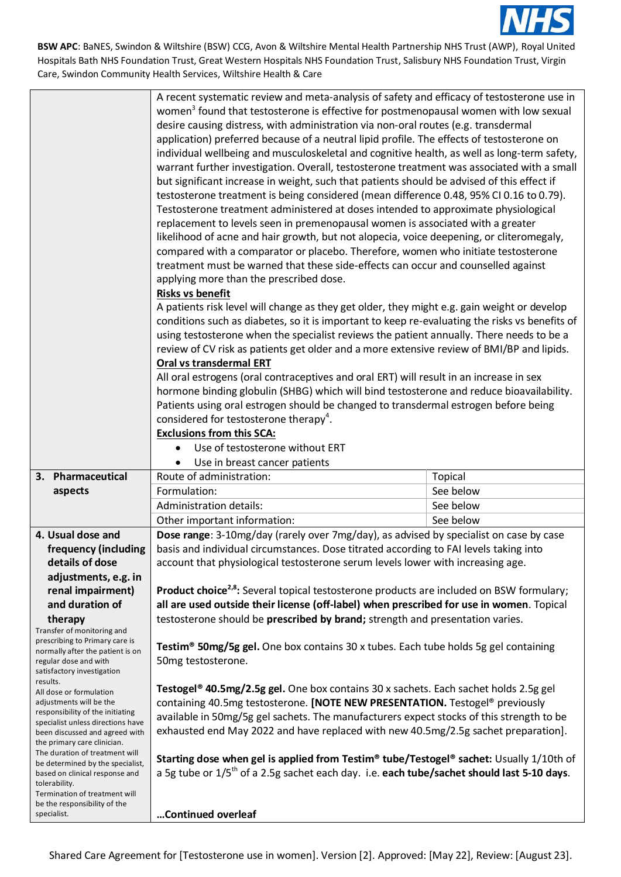| | |
|---|---|
| | A recent systematic review and meta-analysis of safety and efficacy of testosterone use in women[3] found that testosterone is effective for postmenopausal women with low sexual desire causing distress, with administration via non-oral routes (e.g. transdermal application) preferred because of a neutral lipid profile. The effects of testosterone on individual wellbeing and musculoskeletal and cognitive health, as well as long-term safety, warrant further investigation. Overall, testosterone treatment was associated with a small but significant increase in weight, such that patients should be advised of this effect if testosterone treatment is being considered (mean difference 0.48, 95% CI 0.16 to 0.79). Testosterone treatment administered at doses intended to approximate physiological replacement to levels seen in premenopausal women is associated with a greater likelihood of acne and hair growth, but not alopecia, voice deepening, or cliteromegaly, compared with a comparator or placebo. Therefore, women who initiate testosterone treatment must be warned that these side-effects can occur and counselled against applying more than the prescribed dose.<br>**<u>Risks vs benefit</u>**<br>A patients risk level will change as they get older, they might e.g. gain weight or develop conditions such as diabetes, so it is important to keep re-evaluating the risks vs benefits of using testosterone when the specialist reviews the patient annually. There needs to be a review of CV risk as patients get older and a more extensive review of BMI/BP and lipids.<br>**<u>Oral vs transdermal ERT</u>**<br>All oral estrogens (oral contraceptives and oral ERT) will result in an increase in sex hormone binding globulin (SHBG) which will bind testosterone and reduce bioavailability. Patients using oral estrogen should be changed to transdermal estrogen before being considered for testosterone therapy[4].<br>**<u>Exclusions from this SCA:</u>**<br>• Use of testosterone without ERT<br>• Use in breast cancer patients |
| **3. Pharmaceutical aspects** | Route of administration: Topical<br>Formulation: See below<br>Administration details: See below<br>Other important information: See below |
| **4. Usual dose and frequency (including details of dose adjustments, e.g. in renal impairment) and duration of therapy**<br>Transfer of monitoring and prescribing to Primary care is normally after the patient is on regular dose and with satisfactory investigation results.<br>All dose or formulation adjustments will be the responsibility of the initiating specialist unless directions have been discussed and agreed with the primary care clinician.<br>The duration of treatment will be determined by the specialist, based on clinical response and tolerability.<br>Termination of treatment will be the responsibility of the specialist. | **Dose range**: 3-10mg/day (rarely over 7mg/day), as advised by specialist on case by case basis and individual circumstances. Dose titrated according to FAI levels taking into account that physiological testosterone serum levels lower with increasing age.<br><br>**Product choice[2,8]:** Several topical testosterone products are included on BSW formulary; **all are used outside their license (off-label) when prescribed for use in women**. Topical testosterone should be **prescribed by brand;** strength and presentation varies.<br><br>**Testim® 50mg/5g gel.** One box contains 30 x tubes. Each tube holds 5g gel containing 50mg testosterone.<br><br>**Testogel® 40.5mg/2.5g gel.** One box contains 30 x sachets. Each sachet holds 2.5g gel containing 40.5mg testosterone. **[NOTE NEW PRESENTATION.** Testogel® previously available in 50mg/5g gel sachets. The manufacturers expect stocks of this strength to be exhausted end May 2022 and have replaced with new 40.5mg/2.5g sachet preparation].<br><br>**Starting dose when gel is applied from Testim® tube/Testogel® sachet:** Usually 1/10th of a 5g tube or 1/5th of a 2.5g sachet each day. i.e. **each tube/sachet should last 5-10 days**.<br><br>**…Continued overleaf** |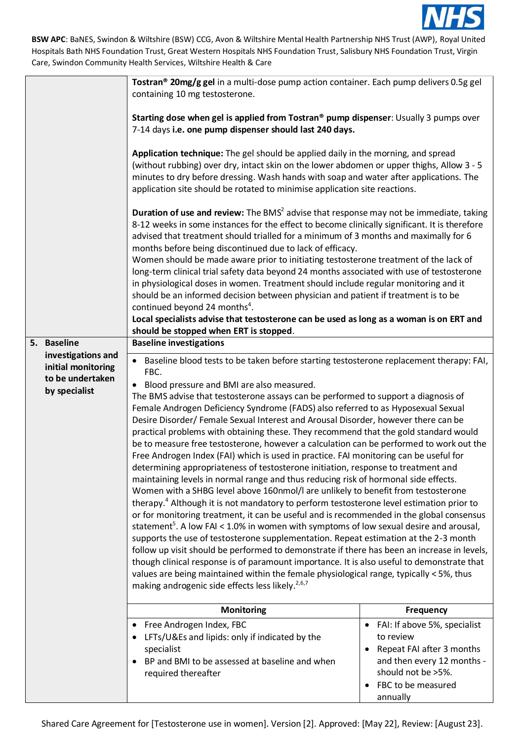| | |
|---|---|
| | **Tostran® 20mg/g gel** in a multi-dose pump action container. Each pump delivers 0.5g gel containing 10 mg testosterone.<br><br>**Starting dose when gel is applied from Tostran® pump dispenser**: Usually 3 pumps over 7-14 days **i.e. one pump dispenser should last 240 days.**<br><br>**Application technique:** The gel should be applied daily in the morning, and spread (without rubbing) over dry, intact skin on the lower abdomen or upper thighs, Allow 3 - 5 minutes to dry before dressing. Wash hands with soap and water after applications. The application site should be rotated to minimise application site reactions.<br><br>**Duration of use and review:** The BMS[2] advise that response may not be immediate, taking 8-12 weeks in some instances for the effect to become clinically significant. It is therefore advised that treatment should trialled for a minimum of 3 months and maximally for 6 months before being discontinued due to lack of efficacy.<br>Women should be made aware prior to initiating testosterone treatment of the lack of long-term clinical trial safety data beyond 24 months associated with use of testosterone in physiological doses in women. Treatment should include regular monitoring and it should be an informed decision between physician and patient if treatment is to be continued beyond 24 months[4].<br>**Local specialists advise that testosterone can be used as long as a woman is on ERT and should be stopped when ERT is stopped**. |
| **5. Baseline investigations and initial monitoring to be undertaken by specialist** | **Baseline investigations**<br><br>• Baseline blood tests to be taken before starting testosterone replacement therapy: FAI, FBC.<br>• Blood pressure and BMI are also measured.<br>The BMS advise that testosterone assays can be performed to support a diagnosis of Female Androgen Deficiency Syndrome (FADS) also referred to as Hyposexual Sexual Desire Disorder/ Female Sexual Interest and Arousal Disorder, however there can be practical problems with obtaining these. They recommend that the gold standard would be to measure free testosterone, however a calculation can be performed to work out the Free Androgen Index (FAI) which is used in practice. FAI monitoring can be useful for determining appropriateness of testosterone initiation, response to treatment and maintaining levels in normal range and thus reducing risk of hormonal side effects. Women with a SHBG level above 160nmol/l are unlikely to benefit from testosterone therapy.[4] Although it is not mandatory to perform testosterone level estimation prior to or for monitoring treatment, it can be useful and is recommended in the global consensus statement[5]. A low FAI < 1.0% in women with symptoms of low sexual desire and arousal, supports the use of testosterone supplementation. Repeat estimation at the 2-3 month follow up visit should be performed to demonstrate if there has been an increase in levels, though clinical response is of paramount importance. It is also useful to demonstrate that values are being maintained within the female physiological range, typically < 5%, thus making androgenic side effects less likely.[2,6,7] |

| Monitoring | Frequency |
|---|---|
| • Free Androgen Index, FBC<br>• LFTs/U&Es and lipids: only if indicated by the specialist<br>• BP and BMI to be assessed at baseline and when required thereafter | • FAI: If above 5%, specialist to review<br>• Repeat FAI after 3 months and then every 12 months - should not be >5%.<br>• FBC to be measured annually |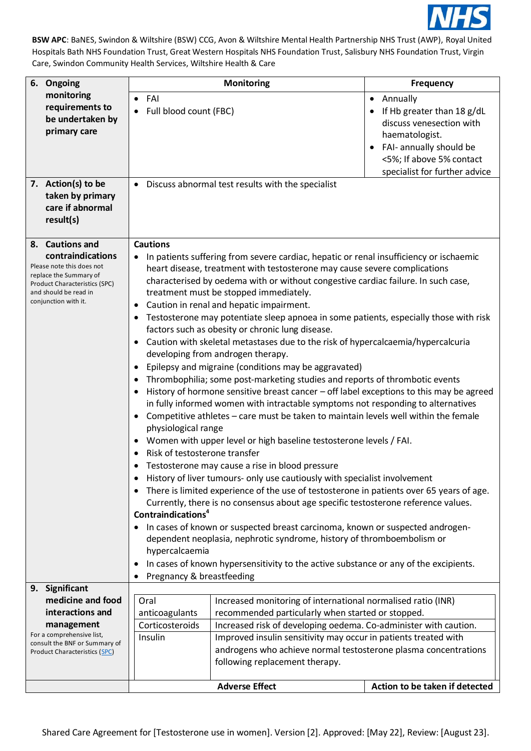**BSW APC**: BaNES, Swindon & Wiltshire (BSW) CCG, Avon & Wiltshire Mental Health Partnership NHS Trust (AWP), Royal United Hospitals Bath NHS Foundation Trust, Great Western Hospitals NHS Foundation Trust, Salisbury NHS Foundation Trust, Virgin Care, Swindon Community Health Services, Wiltshire Health & Care

| | Monitoring | Frequency |
|---|---|---|
| **6. Ongoing monitoring requirements to be undertaken by primary care** | • FAI<br>• Full blood count (FBC) | • Annually<br>• If Hb greater than 18 g/dL discuss venesection with haematologist.<br>• FAI- annually should be <5%; If above 5% contact specialist for further advice |
| **7. Action(s) to be taken by primary care if abnormal result(s)** | • Discuss abnormal test results with the specialist | |
| **8. Cautions and contraindications**<br>Please note this does not replace the Summary of Product Characteristics (SPC) and should be read in conjunction with it. | **Cautions**<br>• In patients suffering from severe cardiac, hepatic or renal insufficiency or ischaemic heart disease, treatment with testosterone may cause severe complications characterised by oedema with or without congestive cardiac failure. In such case, treatment must be stopped immediately.<br>• Caution in renal and hepatic impairment.<br>• Testosterone may potentiate sleep apnoea in some patients, especially those with risk factors such as obesity or chronic lung disease.<br>• Caution with skeletal metastases due to the risk of hypercalcaemia/hypercalcuria developing from androgen therapy.<br>• Epilepsy and migraine (conditions may be aggravated)<br>• Thrombophilia; some post-marketing studies and reports of thrombotic events<br>• History of hormone sensitive breast cancer – off label exceptions to this may be agreed in fully informed women with intractable symptoms not responding to alternatives<br>• Competitive athletes – care must be taken to maintain levels well within the female physiological range<br>• Women with upper level or high baseline testosterone levels / FAI.<br>• Risk of testosterone transfer<br>• Testosterone may cause a rise in blood pressure<br>• History of liver tumours- only use cautiously with specialist involvement<br>• There is limited experience of the use of testosterone in patients over 65 years of age. Currently, there is no consensus about age specific testosterone reference values.<br>**Contraindications[4]**<br>• In cases of known or suspected breast carcinoma, known or suspected androgen-dependent neoplasia, nephrotic syndrome, history of thromboembolism or hypercalcaemia<br>• In cases of known hypersensitivity to the active substance or any of the excipients.<br>• Pregnancy & breastfeeding | |
| **9. Significant medicine and food interactions and management**<br>For a comprehensive list, consult the BNF or Summary of Product Characteristics (SPC) | Oral anticoagulants: Increased monitoring of international normalised ratio (INR) recommended particularly when started or stopped.<br>Corticosteroids: Increased risk of developing oedema. Co-administer with caution.<br>Insulin: Improved insulin sensitivity may occur in patients treated with androgens who achieve normal testosterone plasma concentrations following replacement therapy. | |
| | **Adverse Effect** | **Action to be taken if detected** |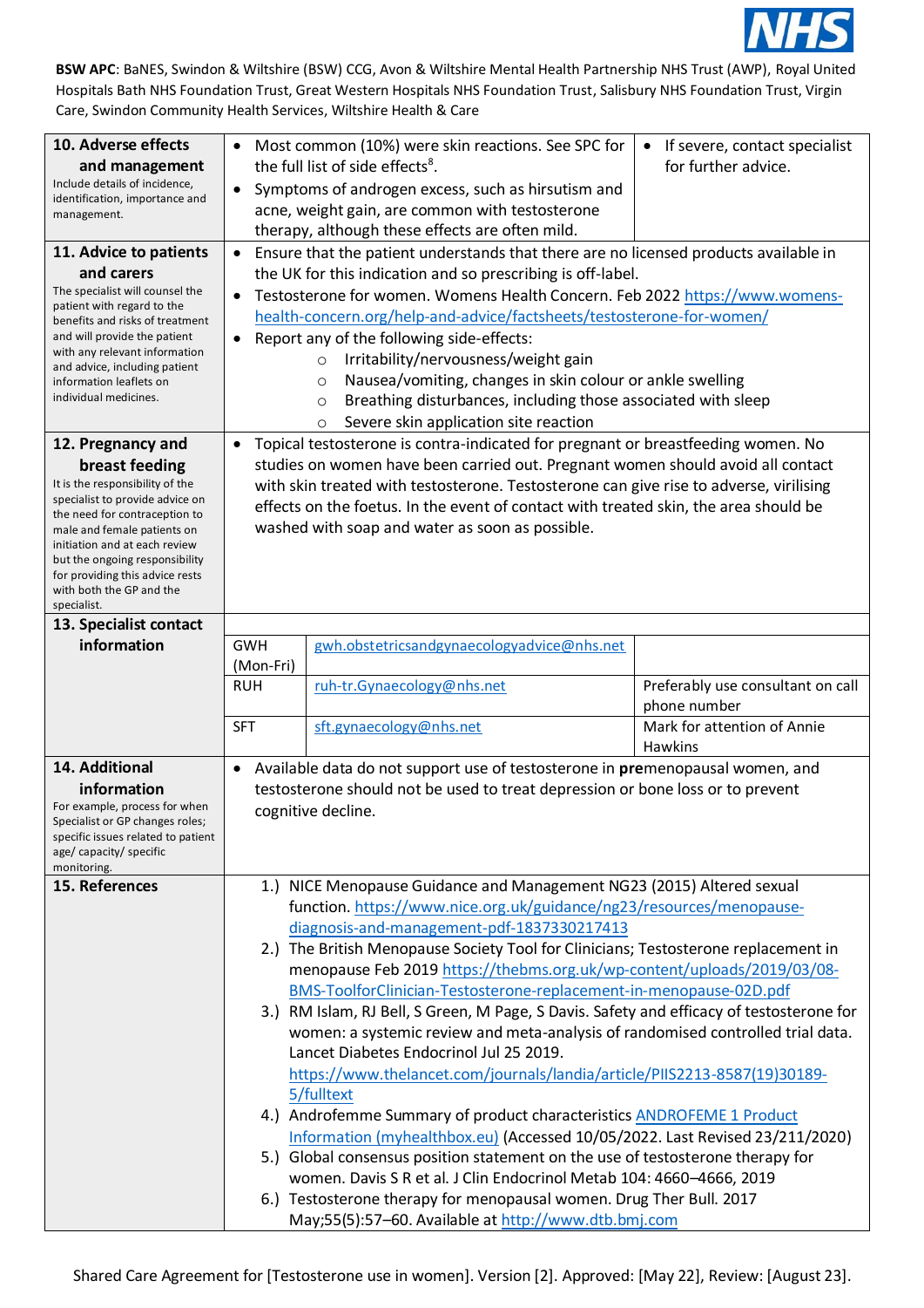**BSW APC**: BaNES, Swindon & Wiltshire (BSW) CCG, Avon & Wiltshire Mental Health Partnership NHS Trust (AWP), Royal United Hospitals Bath NHS Foundation Trust, Great Western Hospitals NHS Foundation Trust, Salisbury NHS Foundation Trust, Virgin Care, Swindon Community Health Services, Wiltshire Health & Care

| | | | |
|---|---|---|---|
| **10. Adverse effects and management**<br>Include details of incidence, identification, importance and management. | • Most common (10%) were skin reactions. See SPC for the full list of side effects[8].<br>• Symptoms of androgen excess, such as hirsutism and acne, weight gain, are common with testosterone therapy, although these effects are often mild. | | • If severe, contact specialist for further advice. |
| **11. Advice to patients and carers**<br>The specialist will counsel the patient with regard to the benefits and risks of treatment and will provide the patient with any relevant information and advice, including patient information leaflets on individual medicines. | • Ensure that the patient understands that there are no licensed products available in the UK for this indication and so prescribing is off-label.<br>• Testosterone for women. Womens Health Concern. Feb 2022 https://www.womens-health-concern.org/help-and-advice/factsheets/testosterone-for-women/<br>• Report any of the following side-effects:<br>  ○ Irritability/nervousness/weight gain<br>  ○ Nausea/vomiting, changes in skin colour or ankle swelling<br>  ○ Breathing disturbances, including those associated with sleep<br>  ○ Severe skin application site reaction | | |
| **12. Pregnancy and breast feeding**<br>It is the responsibility of the specialist to provide advice on the need for contraception to male and female patients on initiation and at each review but the ongoing responsibility for providing this advice rests with both the GP and the specialist. | • Topical testosterone is contra-indicated for pregnant or breastfeeding women. No studies on women have been carried out. Pregnant women should avoid all contact with skin treated with testosterone. Testosterone can give rise to adverse, virilising effects on the foetus. In the event of contact with treated skin, the area should be washed with soap and water as soon as possible. | | |
| **13. Specialist contact information** | | | |
| | GWH (Mon-Fri) | gwh.obstetricsandgynaecologyadvice@nhs.net | |
| | RUH | ruh-tr.Gynaecology@nhs.net | Preferably use consultant on call phone number |
| | SFT | sft.gynaecology@nhs.net | Mark for attention of Annie Hawkins |
| **14. Additional information**<br>For example, process for when Specialist or GP changes roles; specific issues related to patient age/ capacity/ specific monitoring. | • Available data do not support use of testosterone in **pre**menopausal women, and testosterone should not be used to treat depression or bone loss or to prevent cognitive decline. | | |
| **15. References** | 1.) NICE Menopause Guidance and Management NG23 (2015) Altered sexual function. https://www.nice.org.uk/guidance/ng23/resources/menopause-diagnosis-and-management-pdf-1837330217413<br>2.) The British Menopause Society Tool for Clinicians; Testosterone replacement in menopause Feb 2019 https://thebms.org.uk/wp-content/uploads/2019/03/08-BMS-ToolforClinician-Testosterone-replacement-in-menopause-02D.pdf<br>3.) RM Islam, RJ Bell, S Green, M Page, S Davis. Safety and efficacy of testosterone for women: a systemic review and meta-analysis of randomised controlled trial data. Lancet Diabetes Endocrinol Jul 25 2019. https://www.thelancet.com/journals/landia/article/PIIS2213-8587(19)30189-5/fulltext<br>4.) Androfemme Summary of product characteristics ANDROFEME 1 Product Information (myhealthbox.eu) (Accessed 10/05/2022. Last Revised 23/211/2020)<br>5.) Global consensus position statement on the use of testosterone therapy for women. Davis S R et al. J Clin Endocrinol Metab 104: 4660–4666, 2019<br>6.) Testosterone therapy for menopausal women. Drug Ther Bull. 2017 May;55(5):57–60. Available at http://www.dtb.bmj.com | | |

Shared Care Agreement for [Testosterone use in women]. Version [2]. Approved: [May 22], Review: [August 23].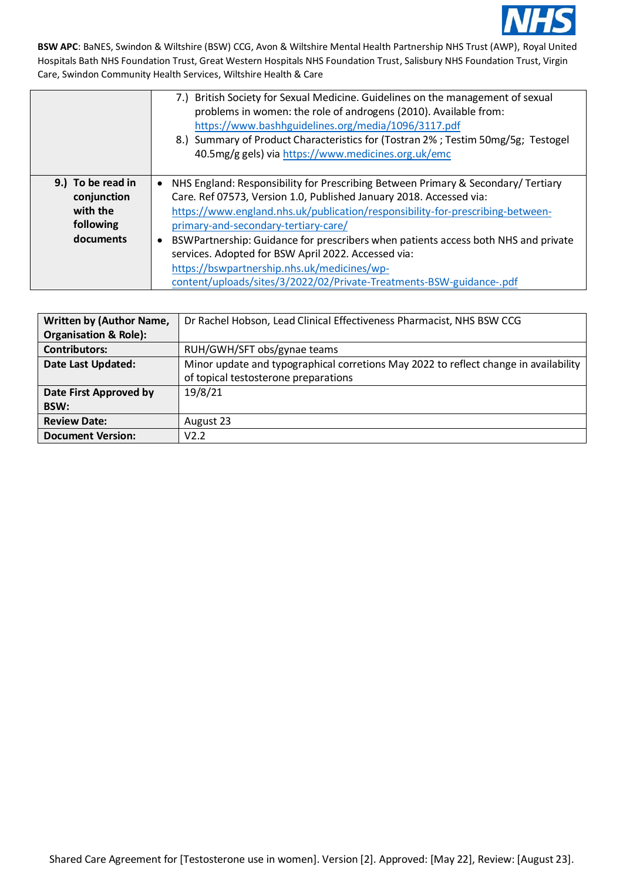| | |
|---|---|
| | 7.) British Society for Sexual Medicine. Guidelines on the management of sexual problems in women: the role of androgens (2010). Available from: https://www.bashhguidelines.org/media/1096/3117.pdf<br>8.) Summary of Product Characteristics for (Tostran 2% ; Testim 50mg/5g; Testogel 40.5mg/g gels) via https://www.medicines.org.uk/emc |
| **9.) To be read in conjunction with the following documents** | • NHS England: Responsibility for Prescribing Between Primary & Secondary/ Tertiary Care. Ref 07573, Version 1.0, Published January 2018. Accessed via: https://www.england.nhs.uk/publication/responsibility-for-prescribing-between-primary-and-secondary-tertiary-care/<br>• BSWPartnership: Guidance for prescribers when patients access both NHS and private services. Adopted for BSW April 2022. Accessed via: https://bswpartnership.nhs.uk/medicines/wp-content/uploads/sites/3/2022/02/Private-Treatments-BSW-guidance-.pdf |

| | |
|---|---|
| **Written by (Author Name, Organisation & Role):** | Dr Rachel Hobson, Lead Clinical Effectiveness Pharmacist, NHS BSW CCG |
| **Contributors:** | RUH/GWH/SFT obs/gynae teams |
| **Date Last Updated:** | Minor update and typographical corretions May 2022 to reflect change in availability of topical testosterone preparations |
| **Date First Approved by BSW:** | 19/8/21 |
| **Review Date:** | August 23 |
| **Document Version:** | V2.2 |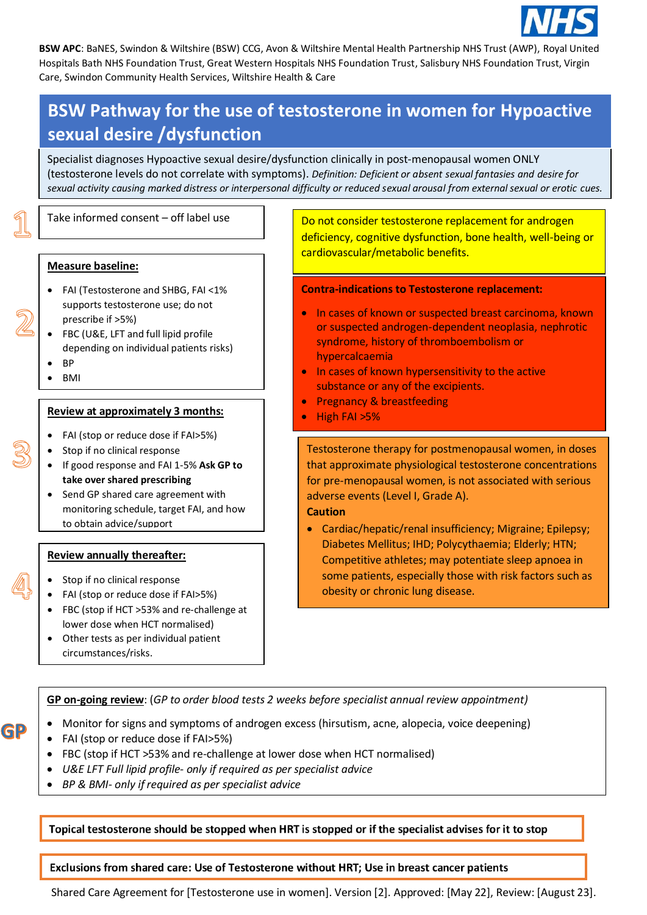**BSW APC**: BaNES, Swindon & Wiltshire (BSW) CCG, Avon & Wiltshire Mental Health Partnership NHS Trust (AWP), Royal United Hospitals Bath NHS Foundation Trust, Great Western Hospitals NHS Foundation Trust, Salisbury NHS Foundation Trust, Virgin Care, Swindon Community Health Services, Wiltshire Health & Care

# BSW Pathway for the use of testosterone in women for Hypoactive sexual desire /dysfunction

Specialist diagnoses Hypoactive sexual desire/dysfunction clinically in post-menopausal women ONLY (testosterone levels do not correlate with symptoms). *Definition: Deficient or absent sexual fantasies and desire for sexual activity causing marked distress or interpersonal difficulty or reduced sexual arousal from external sexual or erotic cues.*

**1**

Take informed consent – off label use

**2**

**Measure baseline:**

- FAI (Testosterone and SHBG, FAI <1% supports testosterone use; do not prescribe if >5%)
- FBC (U&E, LFT and full lipid profile depending on individual patients risks)
- BP
- BMI

**3**

**Review at approximately 3 months:**

- FAI (stop or reduce dose if FAI>5%)
- Stop if no clinical response
- If good response and FAI 1-5% **Ask GP to take over shared prescribing**
- Send GP shared care agreement with monitoring schedule, target FAI, and how to obtain advice/support

**4**

**Review annually thereafter:**

- Stop if no clinical response
- FAI (stop or reduce dose if FAI>5%)
- FBC (stop if HCT >53% and re-challenge at lower dose when HCT normalised)
- Other tests as per individual patient circumstances/risks.

Do not consider testosterone replacement for androgen deficiency, cognitive dysfunction, bone health, well-being or cardiovascular/metabolic benefits.

**Contra-indications to Testosterone replacement:**

- In cases of known or suspected breast carcinoma, known or suspected androgen-dependent neoplasia, nephrotic syndrome, history of thromboembolism or hypercalcaemia
- In cases of known hypersensitivity to the active substance or any of the excipients.
- Pregnancy & breastfeeding
- High FAI >5%

Testosterone therapy for postmenopausal women, in doses that approximate physiological testosterone concentrations for pre-menopausal women, is not associated with serious adverse events (Level I, Grade A).

**Caution**

- Cardiac/hepatic/renal insufficiency; Migraine; Epilepsy; Diabetes Mellitus; IHD; Polycythaemia; Elderly; HTN; Competitive athletes; may potentiate sleep apnoea in some patients, especially those with risk factors such as obesity or chronic lung disease.

**GP**

**GP on-going review**: (*GP to order blood tests 2 weeks before specialist annual review appointment)*

- Monitor for signs and symptoms of androgen excess (hirsutism, acne, alopecia, voice deepening)
- FAI (stop or reduce dose if FAI>5%)
- FBC (stop if HCT >53% and re-challenge at lower dose when HCT normalised)
- *U&E LFT Full lipid profile- only if required as per specialist advice*
- *BP & BMI- only if required as per specialist advice*

**Topical testosterone should be stopped when HRT is stopped or if the specialist advises for it to stop**

**Exclusions from shared care: Use of Testosterone without HRT; Use in breast cancer patients**

Shared Care Agreement for [Testosterone use in women]. Version [2]. Approved: [May 22], Review: [August 23].